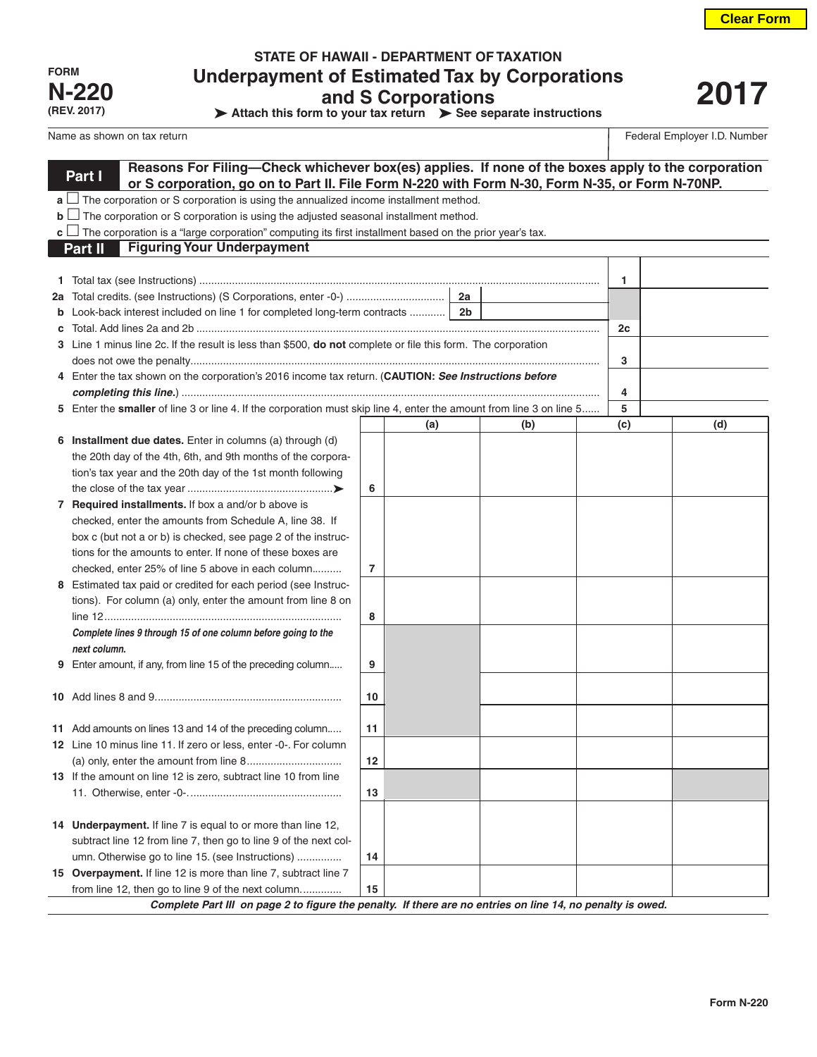Clear Form

FORM
**N-220**
(REV. 2017)

# STATE OF HAWAII - DEPARTMENT OF TAXATION
# Underpayment of Estimated Tax by Corporations and S Corporations

➤ Attach this form to your tax return ➤ See separate instructions

**2017**

| Name as shown on tax return | Federal Employer I.D. Number |
|---|---|
| | |

## Part I Reasons For Filing—Check whichever box(es) applies. If none of the boxes apply to the corporation or S corporation, go on to Part II. File Form N-220 with Form N-30, Form N-35, or Form N-70NP.

**a** ☐ The corporation or S corporation is using the annualized income installment method.

**b** ☐ The corporation or S corporation is using the adjusted seasonal installment method.

**c** ☐ The corporation is a "large corporation" computing its first installment based on the prior year's tax.

## Part II Figuring Your Underpayment

| Line | Description | | | Line | Amount |
|---|---|---|---|---|---|
| 1 | Total tax (see Instructions) | | | 1 | |
| 2a | Total credits. (see Instructions) (S Corporations, enter -0-) | 2a | | | |
| b | Look-back interest included on line 1 for completed long-term contracts | 2b | | | |
| c | Total. Add lines 2a and 2b | | | 2c | |
| 3 | Line 1 minus line 2c. If the result is less than $500, **do not** complete or file this form. The corporation does not owe the penalty | | | 3 | |
| 4 | Enter the tax shown on the corporation's 2016 income tax return. (**CAUTION:** *See Instructions before completing this line.*) | | | 4 | |
| 5 | Enter the **smaller** of line 3 or line 4. If the corporation must skip line 4, enter the amount from line 3 on line 5 | | | 5 | |

| Line | Description | | (a) | (b) | (c) | (d) |
|---|---|---|---|---|---|---|
| 6 | **Installment due dates.** Enter in columns (a) through (d) the 20th day of the 4th, 6th, and 9th months of the corporation's tax year and the 20th day of the 1st month following the close of the tax year ➤ | 6 | | | | |
| 7 | **Required installments.** If box a and/or b above is checked, enter the amounts from Schedule A, line 38. If box c (but not a or b) is checked, see page 2 of the instructions for the amounts to enter. If none of these boxes are checked, enter 25% of line 5 above in each column | 7 | | | | |
| 8 | Estimated tax paid or credited for each period (see Instructions). For column (a) only, enter the amount from line 8 on line 12 | 8 | | | | |
| | ***Complete lines 9 through 15 of one column before going to the next column.*** | | | | | |
| 9 | Enter amount, if any, from line 15 of the preceding column | 9 | | | | |
| 10 | Add lines 8 and 9 | 10 | | | | |
| 11 | Add amounts on lines 13 and 14 of the preceding column | 11 | | | | |
| 12 | Line 10 minus line 11. If zero or less, enter -0-. For column (a) only, enter the amount from line 8 | 12 | | | | |
| 13 | If the amount on line 12 is zero, subtract line 10 from line 11. Otherwise, enter -0-. | 13 | | | | |
| 14 | **Underpayment.** If line 7 is equal to or more than line 12, subtract line 12 from line 7, then go to line 9 of the next column. Otherwise go to line 15. (see Instructions) | 14 | | | | |
| 15 | **Overpayment.** If line 12 is more than line 7, subtract line 7 from line 12, then go to line 9 of the next column. | 15 | | | | |

***Complete Part III on page 2 to figure the penalty. If there are no entries on line 14, no penalty is owed.***

Form N-220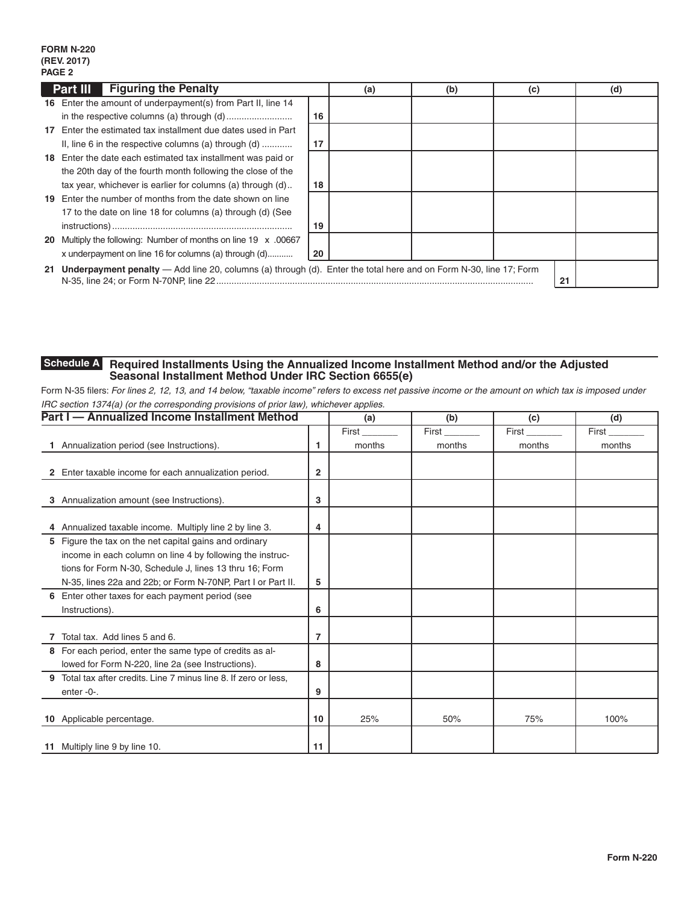FORM N-220
(REV. 2017)

## Part III Figuring the Penalty

| | | (a) | (b) | (c) | (d) |
|---|---|---|---|---|---|
| **16** Enter the amount of underpayment(s) from Part II, line 14 in the respective columns (a) through (d) .......................... | 16 | | | | |
| **17** Enter the estimated tax installment due dates used in Part II, line 6 in the respective columns (a) through (d) ........... | 17 | | | | |
| **18** Enter the date each estimated tax installment was paid or the 20th day of the fourth month following the close of the tax year, whichever is earlier for columns (a) through (d).. | 18 | | | | |
| **19** Enter the number of months from the date shown on line 17 to the date on line 18 for columns (a) through (d) (See instructions) ...................................................................... | 19 | | | | |
| **20** Multiply the following: Number of months on line 19 x .00667 x underpayment on line 16 for columns (a) through (d).......... | 20 | | | | |

| | | |
|---|---|---|
| **21** **Underpayment penalty** — Add line 20, columns (a) through (d). Enter the total here and on Form N-30, line 17; Form N-35, line 24; or Form N-70NP, line 22 ......................................................................................................................... | 21 | |

## Schedule A Required Installments Using the Annualized Income Installment Method and/or the Adjusted Seasonal Installment Method Under IRC Section 6655(e)

Form N-35 filers: *For lines 2, 12, 13, and 14 below, "taxable income" refers to excess net passive income or the amount on which tax is imposed under IRC section 1374(a) (or the corresponding provisions of prior law), whichever applies.*

| **Part I — Annualized Income Installment Method** | | (a) | (b) | (c) | (d) |
|---|---|---|---|---|---|
| **1** Annualization period (see Instructions). | 1 | First _______ months | First _______ months | First _______ months | First _______ months |
| **2** Enter taxable income for each annualization period. | 2 | | | | |
| **3** Annualization amount (see Instructions). | 3 | | | | |
| **4** Annualized taxable income. Multiply line 2 by line 3. | 4 | | | | |
| **5** Figure the tax on the net capital gains and ordinary income in each column on line 4 by following the instructions for Form N-30, Schedule J, lines 13 thru 16; Form N-35, lines 22a and 22b; or Form N-70NP, Part I or Part II. | 5 | | | | |
| **6** Enter other taxes for each payment period (see Instructions). | 6 | | | | |
| **7** Total tax. Add lines 5 and 6. | 7 | | | | |
| **8** For each period, enter the same type of credits as allowed for Form N-220, line 2a (see Instructions). | 8 | | | | |
| **9** Total tax after credits. Line 7 minus line 8. If zero or less, enter -0-. | 9 | | | | |
| **10** Applicable percentage. | 10 | 25% | 50% | 75% | 100% |
| **11** Multiply line 9 by line 10. | 11 | | | | |

Form N-220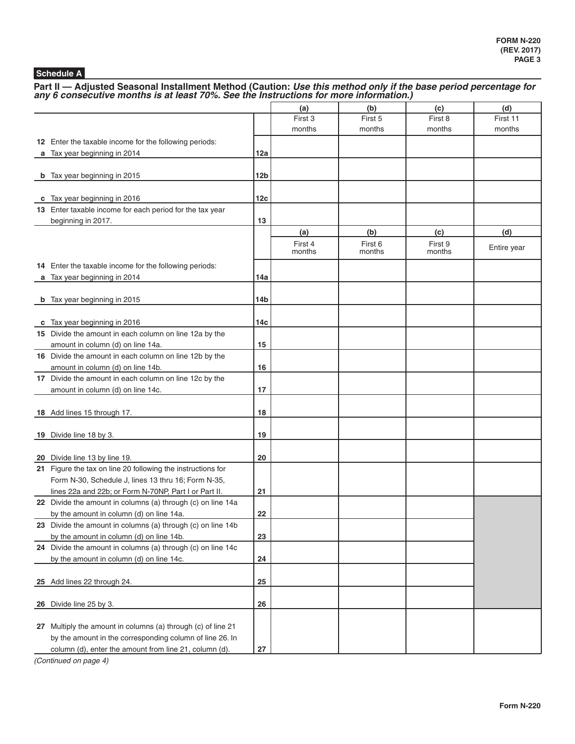**Schedule A**

## Part II — Adjusted Seasonal Installment Method (Caution: *Use this method only if the base period percentage for any 6 consecutive months is at least 70%. See the Instructions for more information.)*

| | | (a) | (b) | (c) | (d) |
|---|---|---|---|---|---|
| | | First 3 months | First 5 months | First 8 months | First 11 months |
| **12** Enter the taxable income for the following periods: | | | | | |
| **a** Tax year beginning in 2014 | **12a** | | | | |
| **b** Tax year beginning in 2015 | **12b** | | | | |
| **c** Tax year beginning in 2016 | **12c** | | | | |
| **13** Enter taxable income for each period for the tax year beginning in 2017. | **13** | | | | |
| | | **(a)** | **(b)** | **(c)** | **(d)** |
| | | First 4 months | First 6 months | First 9 months | Entire year |
| **14** Enter the taxable income for the following periods: | | | | | |
| **a** Tax year beginning in 2014 | **14a** | | | | |
| **b** Tax year beginning in 2015 | **14b** | | | | |
| **c** Tax year beginning in 2016 | **14c** | | | | |
| **15** Divide the amount in each column on line 12a by the amount in column (d) on line 14a. | **15** | | | | |
| **16** Divide the amount in each column on line 12b by the amount in column (d) on line 14b. | **16** | | | | |
| **17** Divide the amount in each column on line 12c by the amount in column (d) on line 14c. | **17** | | | | |
| **18** Add lines 15 through 17. | **18** | | | | |
| **19** Divide line 18 by 3. | **19** | | | | |
| **20** Divide line 13 by line 19. | **20** | | | | |
| **21** Figure the tax on line 20 following the instructions for Form N-30, Schedule J, lines 13 thru 16; Form N-35, lines 22a and 22b; or Form N-70NP, Part I or Part II. | **21** | | | | |
| **22** Divide the amount in columns (a) through (c) on line 14a by the amount in column (d) on line 14a. | **22** | | | | |
| **23** Divide the amount in columns (a) through (c) on line 14b by the amount in column (d) on line 14b. | **23** | | | | |
| **24** Divide the amount in columns (a) through (c) on line 14c by the amount in column (d) on line 14c. | **24** | | | | |
| **25** Add lines 22 through 24. | **25** | | | | |
| **26** Divide line 25 by 3. | **26** | | | | |
| **27** Multiply the amount in columns (a) through (c) of line 21 by the amount in the corresponding column of line 26. In column (d), enter the amount from line 21, column (d). | **27** | | | | |

*(Continued on page 4)*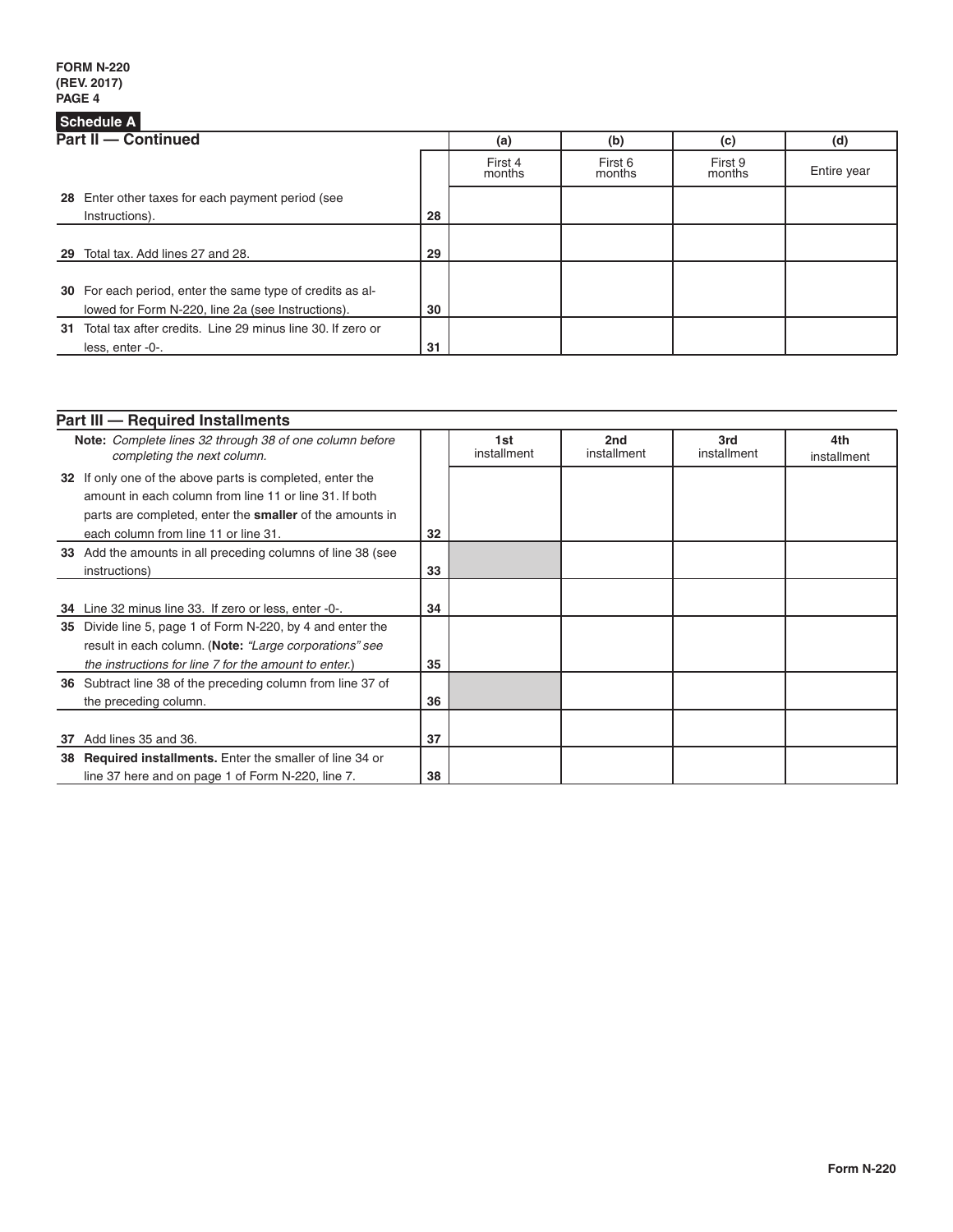FORM N-220
(REV. 2017)
PAGE 4

**Schedule A**

### Part II — Continued

| | | (a) | (b) | (c) | (d) |
|---|---|---|---|---|---|
| | | First 4 months | First 6 months | First 9 months | Entire year |
| **28** Enter other taxes for each payment period (see Instructions). | 28 | | | | |
| **29** Total tax. Add lines 27 and 28. | 29 | | | | |
| **30** For each period, enter the same type of credits as allowed for Form N-220, line 2a (see Instructions). | 30 | | | | |
| **31** Total tax after credits. Line 29 minus line 30. If zero or less, enter -0-. | 31 | | | | |

### Part III — Required Installments

| **Note:** *Complete lines 32 through 38 of one column before completing the next column.* | | 1st installment | 2nd installment | 3rd installment | 4th installment |
|---|---|---|---|---|---|
| **32** If only one of the above parts is completed, enter the amount in each column from line 11 or line 31. If both parts are completed, enter the **smaller** of the amounts in each column from line 11 or line 31. | 32 | | | | |
| **33** Add the amounts in all preceding columns of line 38 (see instructions) | 33 | | | | |
| **34** Line 32 minus line 33. If zero or less, enter -0-. | 34 | | | | |
| **35** Divide line 5, page 1 of Form N-220, by 4 and enter the result in each column. (**Note:** *"Large corporations" see the instructions for line 7 for the amount to enter.*) | 35 | | | | |
| **36** Subtract line 38 of the preceding column from line 37 of the preceding column. | 36 | | | | |
| **37** Add lines 35 and 36. | 37 | | | | |
| **38** **Required installments.** Enter the smaller of line 34 or line 37 here and on page 1 of Form N-220, line 7. | 38 | | | | |

Form N-220